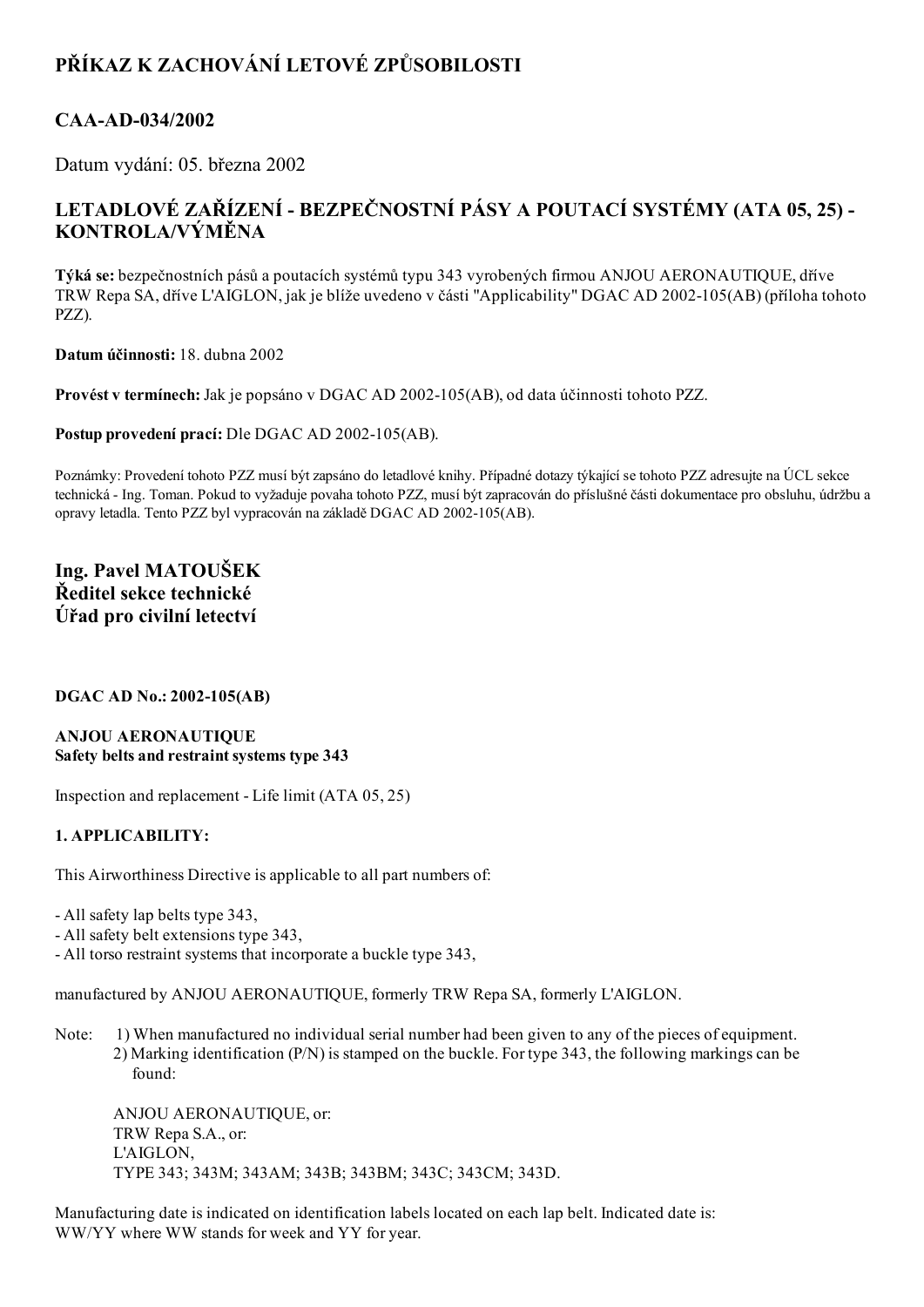# PŘÍKAZ K ZACHOVÁNÍ LETOVÉ ZPŮSOBILOSTI

## CAA-AD-034/2002

Datum vydání: 05. března 2002

## LETADLOVÉ ZAŘÍZENÍ - BEZPEČNOSTNÍ PÁSY A POUTACÍ SYSTÉMY (ATA 05, 25) - KONTROLA/VÝMĚNA

**Týká se:** bezpečnostních pásů a poutacích systémů typu 343 vyrobených firmou ANJOU AERONAUTIQUE, dříve TRW Repa SA, dříve L'AIGLON, jak je blíže uvedeno v části "Applicability" DGAC AD 2002-105(AB) (příloha tohoto PZZ).

**Datum účinnosti:** 18. dubna 2002

**Provést v termínech:** Jak je popsáno v DGAC AD 2002-105(AB), od data účinnosti tohoto PZZ.

**Postup provedení prací:** Dle DGAC AD 2002-105(AB).

Poznámky: Provedení tohoto PZZ musí být zapsáno do letadlové knihy. Případné dotazy týkající se tohoto PZZ adresujte na ÚCL sekce technická - Ing. Toman. Pokud to vyžaduje povaha tohoto PZZ, musí být zapracován do příslušné části dokumentace pro obsluhu, údržbu a opravy letadla. Tento PZZ byl vypracován na základě DGAC AD 2002-105(AB).

**Ing. Pavel MATOUŠEK**
**Ředitel sekce technické**
**Úřad pro civilní letectví**

**DGAC AD No.: 2002-105(AB)**

**ANJOU AERONAUTIQUE**
**Safety belts and restraint systems type 343**

Inspection and replacement - Life limit (ATA 05, 25)

**1. APPLICABILITY:**

This Airworthiness Directive is applicable to all part numbers of:

- All safety lap belts type 343,
- All safety belt extensions type 343,
- All torso restraint systems that incorporate a buckle type 343,

manufactured by ANJOU AERONAUTIQUE, formerly TRW Repa SA, formerly L'AIGLON.

Note: 1) When manufactured no individual serial number had been given to any of the pieces of equipment.
2) Marking identification (P/N) is stamped on the buckle. For type 343, the following markings can be found:

ANJOU AERONAUTIQUE, or:
TRW Repa S.A., or:
L'AIGLON,
TYPE 343; 343M; 343AM; 343B; 343BM; 343C; 343CM; 343D.

Manufacturing date is indicated on identification labels located on each lap belt. Indicated date is: WW/YY where WW stands for week and YY for year.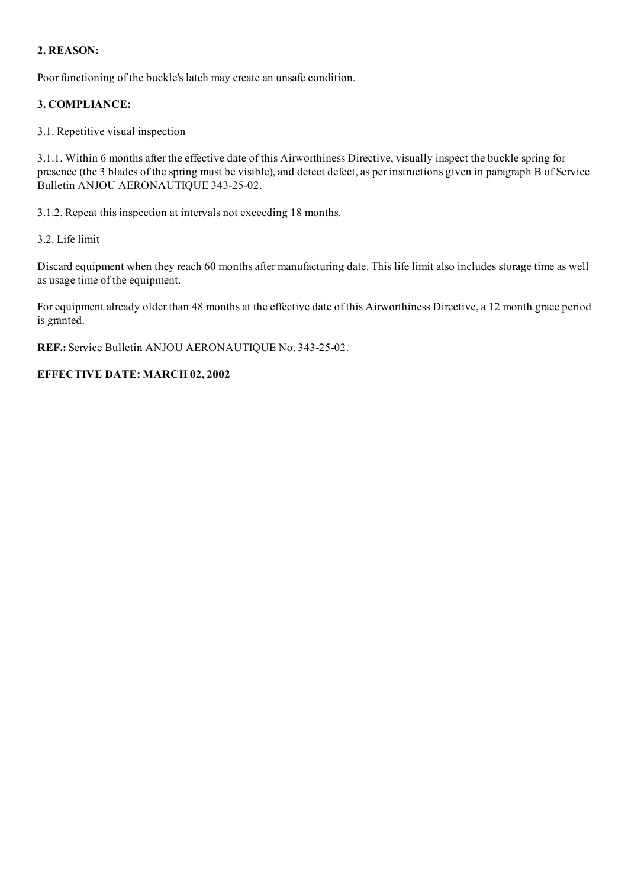**2. REASON:**

Poor functioning of the buckle's latch may create an unsafe condition.

**3. COMPLIANCE:**

3.1. Repetitive visual inspection

3.1.1. Within 6 months after the effective date of this Airworthiness Directive, visually inspect the buckle spring for presence (the 3 blades of the spring must be visible), and detect defect, as per instructions given in paragraph B of Service Bulletin ANJOU AERONAUTIQUE 343-25-02.

3.1.2. Repeat this inspection at intervals not exceeding 18 months.

3.2. Life limit

Discard equipment when they reach 60 months after manufacturing date. This life limit also includes storage time as well as usage time of the equipment.

For equipment already older than 48 months at the effective date of this Airworthiness Directive, a 12 month grace period is granted.

**REF.:** Service Bulletin ANJOU AERONAUTIQUE No. 343-25-02.

**EFFECTIVE DATE: MARCH 02, 2002**